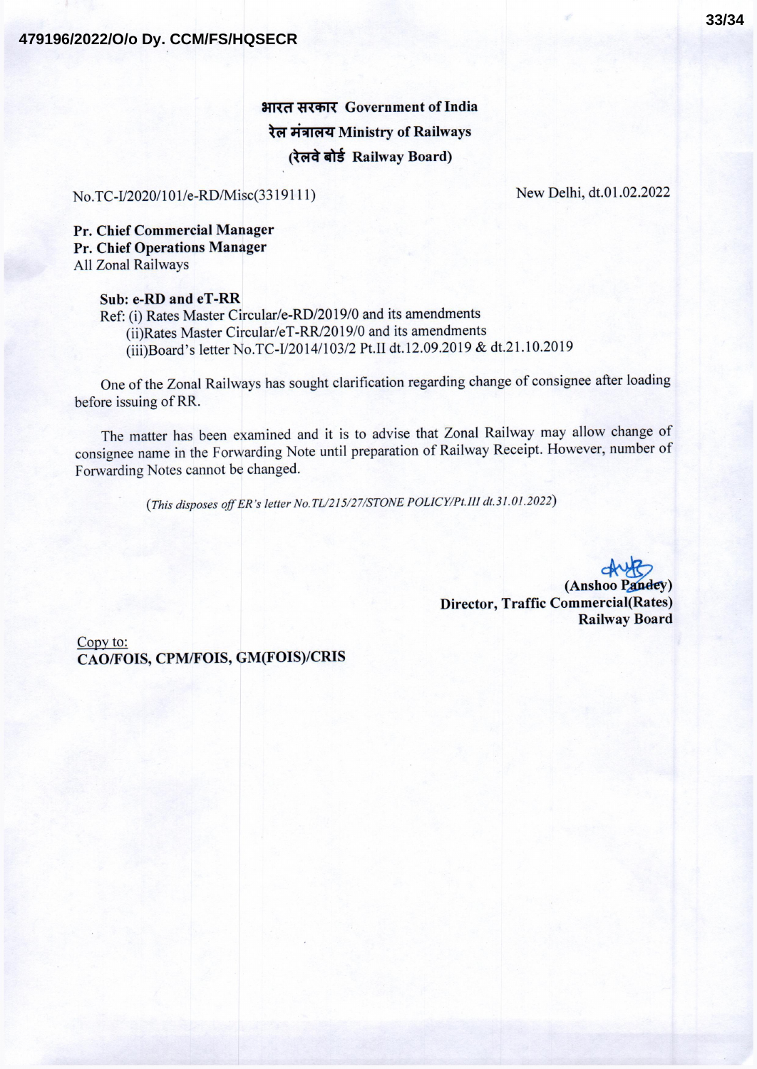479196/2022/O/o Dy. CCM/FS/HQSECR

**भारत सरकार Government of India**
**रेल मंत्रालय Ministry of Railways**
**(रेलवे बोर्ड Railway Board)**

No.TC-I/2020/101/e-RD/Misc(3319111) New Delhi, dt.01.02.2022

**Pr. Chief Commercial Manager**
**Pr. Chief Operations Manager**
All Zonal Railways

**Sub: e-RD and eT-RR**

Ref: (i) Rates Master Circular/e-RD/2019/0 and its amendments
(ii)Rates Master Circular/eT-RR/2019/0 and its amendments
(iii)Board's letter No.TC-I/2014/103/2 Pt.II dt.12.09.2019 & dt.21.10.2019

One of the Zonal Railways has sought clarification regarding change of consignee after loading before issuing of RR.

The matter has been examined and it is to advise that Zonal Railway may allow change of consignee name in the Forwarding Note until preparation of Railway Receipt. However, number of Forwarding Notes cannot be changed.

*(This disposes off ER's letter No.TL/215/27/STONE POLICY/Pt.III dt.31.01.2022)*

**(Anshoo Pandey)**
**Director, Traffic Commercial(Rates)**
**Railway Board**

Copy to:
**CAO/FOIS, CPM/FOIS, GM(FOIS)/CRIS**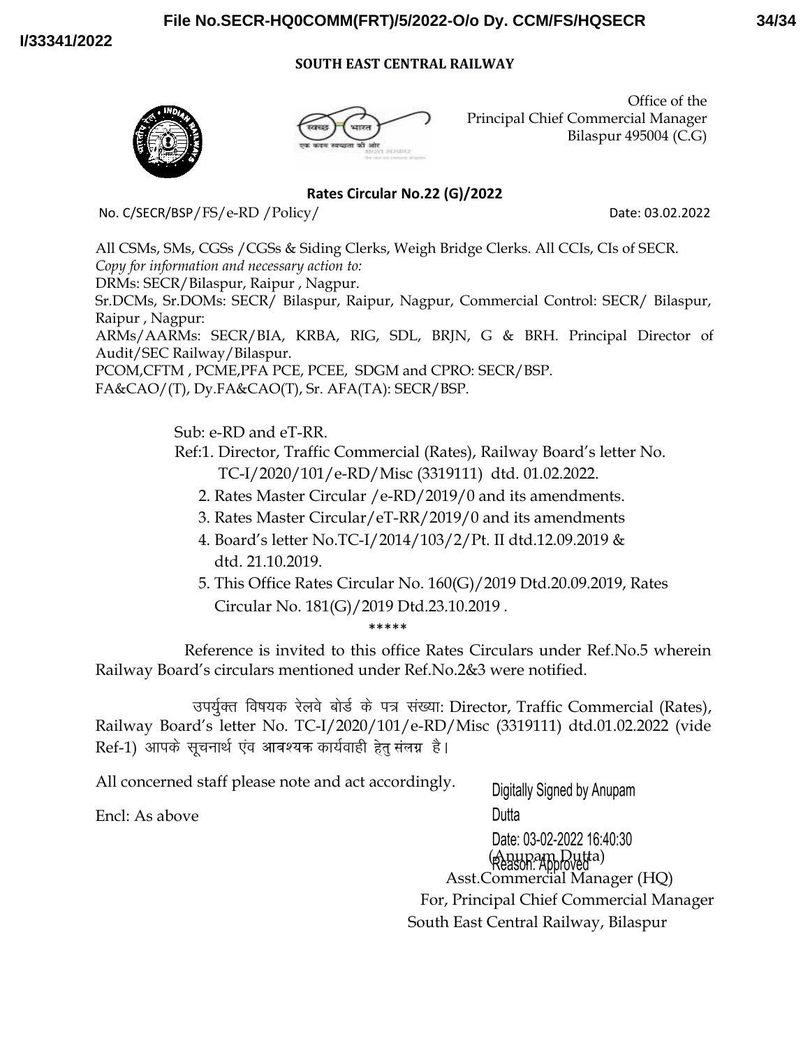**SOUTH EAST CENTRAL RAILWAY**

Office of the
Principal Chief Commercial Manager
Bilaspur 495004 (C.G)

**Rates Circular No.22 (G)/2022**

No. C/SECR/BSP/FS/e-RD /Policy/ Date: 03.02.2022

All CSMs, SMs, CGSs /CGSs & Siding Clerks, Weigh Bridge Clerks. All CCIs, CIs of SECR.
*Copy for information and necessary action to:*
DRMs: SECR/Bilaspur, Raipur , Nagpur.
Sr.DCMs, Sr.DOMs: SECR/ Bilaspur, Raipur, Nagpur, Commercial Control: SECR/ Bilaspur, Raipur , Nagpur:
ARMs/AARMs: SECR/BIA, KRBA, RIG, SDL, BRJN, G & BRH. Principal Director of Audit/SEC Railway/Bilaspur.
PCOM,CFTM , PCME,PFA PCE, PCEE, SDGM and CPRO: SECR/BSP.
FA&CAO/(T), Dy.FA&CAO(T), Sr. AFA(TA): SECR/BSP.

Sub: e-RD and eT-RR.

Ref:1. Director, Traffic Commercial (Rates), Railway Board's letter No. TC-I/2020/101/e-RD/Misc (3319111) dtd. 01.02.2022.
2. Rates Master Circular /e-RD/2019/0 and its amendments.
3. Rates Master Circular/eT-RR/2019/0 and its amendments
4. Board's letter No.TC-I/2014/103/2/Pt. II dtd.12.09.2019 & dtd. 21.10.2019.
5. This Office Rates Circular No. 160(G)/2019 Dtd.20.09.2019, Rates Circular No. 181(G)/2019 Dtd.23.10.2019 .

\*\*\*\*\*

Reference is invited to this office Rates Circulars under Ref.No.5 wherein Railway Board's circulars mentioned under Ref.No.2&3 were notified.

उपर्युक्त विषयक रेलवे बोर्ड के पत्र संख्या: Director, Traffic Commercial (Rates), Railway Board's letter No. TC-I/2020/101/e-RD/Misc (3319111) dtd.01.02.2022 (vide Ref-1) आपके सूचनार्थ एंव आवश्यक कार्यवाही हेतु संलग्न है।

All concerned staff please note and act accordingly.

Encl: As above

Digitally Signed by Anupam Dutta
Date: 03-02-2022 16:40:30
Reason: Approved

(Anupam Dutta)
Asst.Commercial Manager (HQ)
For, Principal Chief Commercial Manager
South East Central Railway, Bilaspur